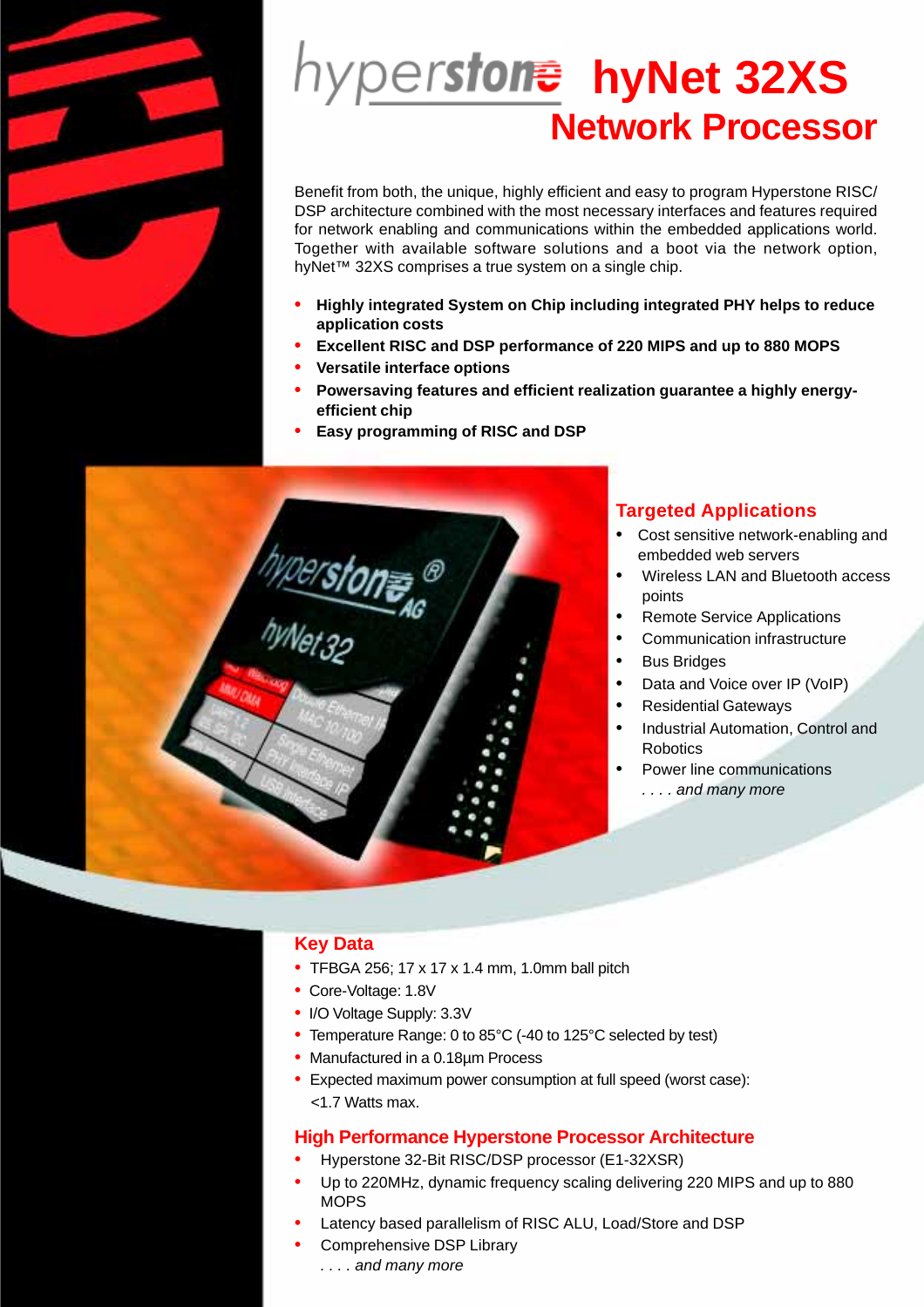# hyperstone hyNet 32XS Network Processor

Benefit from both, the unique, highly efficient and easy to program Hyperstone RISC/ DSP architecture combined with the most necessary interfaces and features required for network enabling and communications within the embedded applications world. Together with available software solutions and a boot via the network option, hyNet™ 32XS comprises a true system on a single chip.

- **Highly integrated System on Chip including integrated PHY helps to reduce application costs**
- **Excellent RISC and DSP performance of 220 MIPS and up to 880 MOPS**
- **Versatile interface options**
- **Powersaving features and efficient realization guarantee a highly energy-efficient chip**
- **Easy programming of RISC and DSP**

## Targeted Applications

- Cost sensitive network-enabling and embedded web servers
- Wireless LAN and Bluetooth access points
- Remote Service Applications
- Communication infrastructure
- Bus Bridges
- Data and Voice over IP (VoIP)
- Residential Gateways
- Industrial Automation, Control and Robotics
- Power line communications

*. . . . and many more*

## Key Data

- TFBGA 256; 17 x 17 x 1.4 mm, 1.0mm ball pitch
- Core-Voltage: 1.8V
- I/O Voltage Supply: 3.3V
- Temperature Range: 0 to 85°C (-40 to 125°C selected by test)
- Manufactured in a 0.18µm Process
- Expected maximum power consumption at full speed (worst case): <1.7 Watts max.

## High Performance Hyperstone Processor Architecture

- Hyperstone 32-Bit RISC/DSP processor (E1-32XSR)
- Up to 220MHz, dynamic frequency scaling delivering 220 MIPS and up to 880 MOPS
- Latency based parallelism of RISC ALU, Load/Store and DSP
- Comprehensive DSP Library

*. . . . and many more*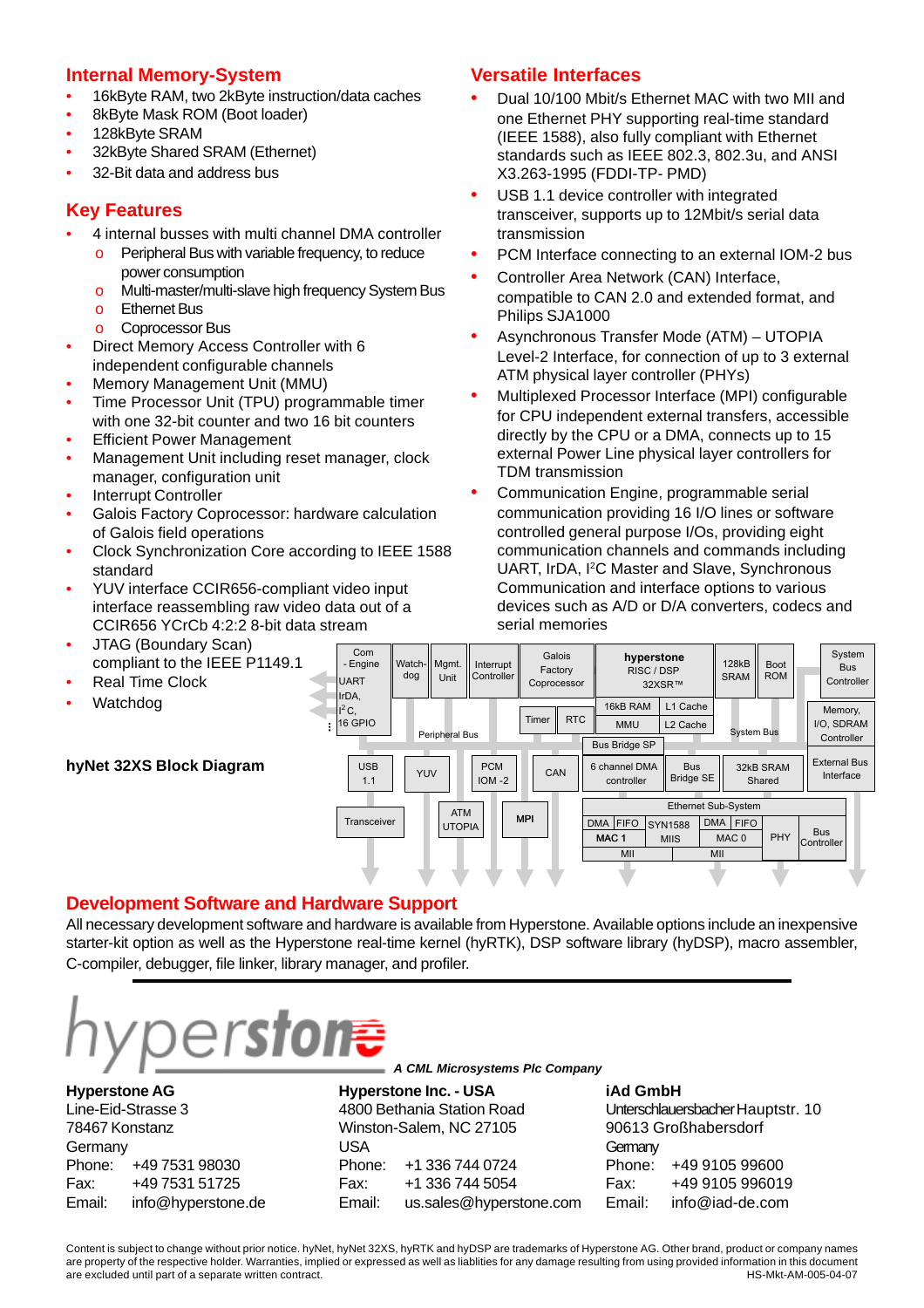## Internal Memory-System

- 16kByte RAM, two 2kByte instruction/data caches
- 8kByte Mask ROM (Boot loader)
- 128kByte SRAM
- 32kByte Shared SRAM (Ethernet)
- 32-Bit data and address bus

## Key Features

- 4 internal busses with multi channel DMA controller
  - Peripheral Bus with variable frequency, to reduce power consumption
  - Multi-master/multi-slave high frequency System Bus
  - Ethernet Bus
  - Coprocessor Bus
- Direct Memory Access Controller with 6 independent configurable channels
- Memory Management Unit (MMU)
- Time Processor Unit (TPU) programmable timer with one 32-bit counter and two 16 bit counters
- Efficient Power Management
- Management Unit including reset manager, clock manager, configuration unit
- Interrupt Controller
- Galois Factory Coprocessor: hardware calculation of Galois field operations
- Clock Synchronization Core according to IEEE 1588 standard
- YUV interface CCIR656-compliant video input interface reassembling raw video data out of a CCIR656 YCrCb 4:2:2 8-bit data stream
- JTAG (Boundary Scan) compliant to the IEEE P1149.1
- Real Time Clock
- Watchdog

## Versatile Interfaces

- Dual 10/100 Mbit/s Ethernet MAC with two MII and one Ethernet PHY supporting real-time standard (IEEE 1588), also fully compliant with Ethernet standards such as IEEE 802.3, 802.3u, and ANSI X3.263-1995 (FDDI-TP- PMD)
- USB 1.1 device controller with integrated transceiver, supports up to 12Mbit/s serial data transmission
- PCM Interface connecting to an external IOM-2 bus
- Controller Area Network (CAN) Interface, compatible to CAN 2.0 and extended format, and Philips SJA1000
- Asynchronous Transfer Mode (ATM) – UTOPIA Level-2 Interface, for connection of up to 3 external ATM physical layer controller (PHYs)
- Multiplexed Processor Interface (MPI) configurable for CPU independent external transfers, accessible directly by the CPU or a DMA, connects up to 15 external Power Line physical layer controllers for TDM transmission
- Communication Engine, programmable serial communication providing 16 I/O lines or software controlled general purpose I/Os, providing eight communication channels and commands including UART, IrDA, I²C Master and Slave, Synchronous Communication and interface options to various devices such as A/D or D/A converters, codecs and serial memories

**hyNet 32XS Block Diagram**

Com - Engine
UART
IrDA,
I²C,
16 GPIO
Watch-dog
Mgmt. Unit
Interrupt Controller
Galois Factory Coprocessor
**hyperstone** RISC / DSP 32XSR™
128kB SRAM
Boot ROM
System Bus Controller
16kB RAM
L1 Cache
MMU
L2 Cache
Timer
RTC
Peripheral Bus
System Bus
Memory, I/O, SDRAM Controller
Bus Bridge SP
USB 1.1
YUV
PCM IOM -2
CAN
6 channel DMA controller
Bus Bridge SE
32kB SRAM Shared
External Bus Interface
Transceiver
ATM UTOPIA
MPI
Ethernet Sub-System
DMA
FIFO
MAC 1
SYN1588
MIIS
DMA
FIFO
MAC 0
PHY
Bus Controller
MII
MII

## Development Software and Hardware Support

All necessary development software and hardware is available from Hyperstone. Available options include an inexpensive starter-kit option as well as the Hyperstone real-time kernel (hyRTK), DSP software library (hyDSP), macro assembler, C-compiler, debugger, file linker, library manager, and profiler.

hyperstone
*A CML Microsystems Plc Company*

**Hyperstone AG**
Line-Eid-Strasse 3
78467 Konstanz
Germany
Phone: +49 7531 98030
Fax: +49 7531 51725
Email: info@hyperstone.de

**Hyperstone Inc. - USA**
4800 Bethania Station Road
Winston-Salem, NC 27105
USA
Phone: +1 336 744 0724
Fax: +1 336 744 5054
Email: us.sales@hyperstone.com

**iAd GmbH**
Unterschlauersbacher Hauptstr. 10
90613 Großhabersdorf
Germany
Phone: +49 9105 99600
Fax: +49 9105 996019
Email: info@iad-de.com

Content is subject to change without prior notice. hyNet, hyNet 32XS, hyRTK and hyDSP are trademarks of Hyperstone AG. Other brand, product or company names are property of the respective holder. Warranties, implied or expressed as well as liablities for any damage resulting from using provided information in this document are excluded until part of a separate written contract.
HS-Mkt-AM-005-04-07